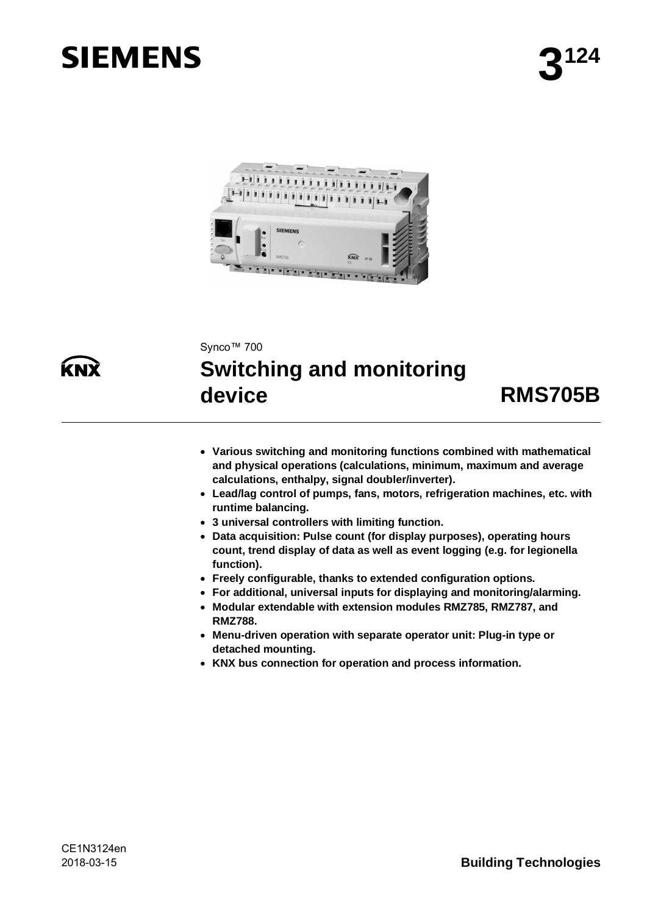# SIEMENS

**3124**

KNX

Synco™ 700

# Switching and monitoring device RMS705B

- **Various switching and monitoring functions combined with mathematical and physical operations (calculations, minimum, maximum and average calculations, enthalpy, signal doubler/inverter).**
- **Lead/lag control of pumps, fans, motors, refrigeration machines, etc. with runtime balancing.**
- **3 universal controllers with limiting function.**
- **Data acquisition: Pulse count (for display purposes), operating hours count, trend display of data as well as event logging (e.g. for legionella function).**
- **Freely configurable, thanks to extended configuration options.**
- **For additional, universal inputs for displaying and monitoring/alarming.**
- **Modular extendable with extension modules RMZ785, RMZ787, and RMZ788.**
- **Menu-driven operation with separate operator unit: Plug-in type or detached mounting.**
- **KNX bus connection for operation and process information.**

CE1N3124en
2018-03-15

**Building Technologies**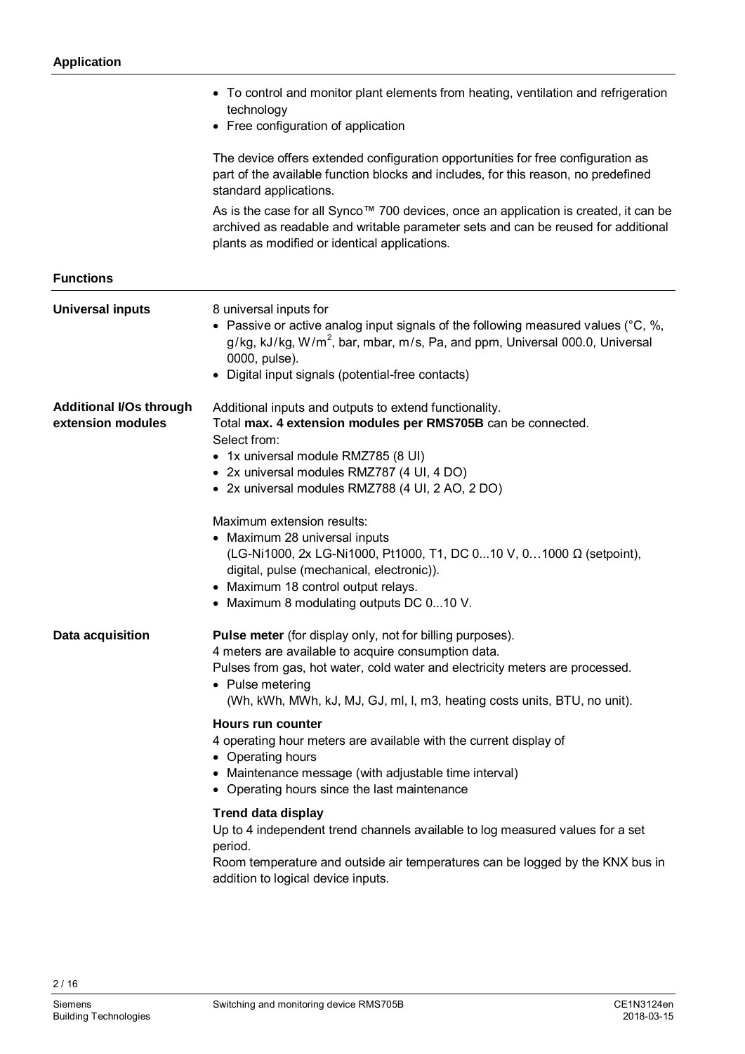## Application

- To control and monitor plant elements from heating, ventilation and refrigeration technology
- Free configuration of application

The device offers extended configuration opportunities for free configuration as part of the available function blocks and includes, for this reason, no predefined standard applications.

As is the case for all Synco™ 700 devices, once an application is created, it can be archived as readable and writable parameter sets and can be reused for additional plants as modified or identical applications.

## Functions

### Universal inputs

8 universal inputs for

- Passive or active analog input signals of the following measured values (°C, %, g/kg, kJ/kg, W/m$^2$, bar, mbar, m/s, Pa, and ppm, Universal 000.0, Universal 0000, pulse).
- Digital input signals (potential-free contacts)

### Additional I/Os through extension modules

Additional inputs and outputs to extend functionality.
Total **max. 4 extension modules per RMS705B** can be connected.
Select from:

- 1x universal module RMZ785 (8 UI)
- 2x universal modules RMZ787 (4 UI, 4 DO)
- 2x universal modules RMZ788 (4 UI, 2 AO, 2 DO)

Maximum extension results:

- Maximum 28 universal inputs (LG-Ni1000, 2x LG-Ni1000, Pt1000, T1, DC 0...10 V, 0…1000 Ω (setpoint), digital, pulse (mechanical, electronic)).
- Maximum 18 control output relays.
- Maximum 8 modulating outputs DC 0...10 V.

### Data acquisition

**Pulse meter** (for display only, not for billing purposes).
4 meters are available to acquire consumption data.
Pulses from gas, hot water, cold water and electricity meters are processed.

- Pulse metering (Wh, kWh, MWh, kJ, MJ, GJ, ml, l, m3, heating costs units, BTU, no unit).

**Hours run counter**

4 operating hour meters are available with the current display of

- Operating hours
- Maintenance message (with adjustable time interval)
- Operating hours since the last maintenance

**Trend data display**

Up to 4 independent trend channels available to log measured values for a set period.
Room temperature and outside air temperatures can be logged by the KNX bus in addition to logical device inputs.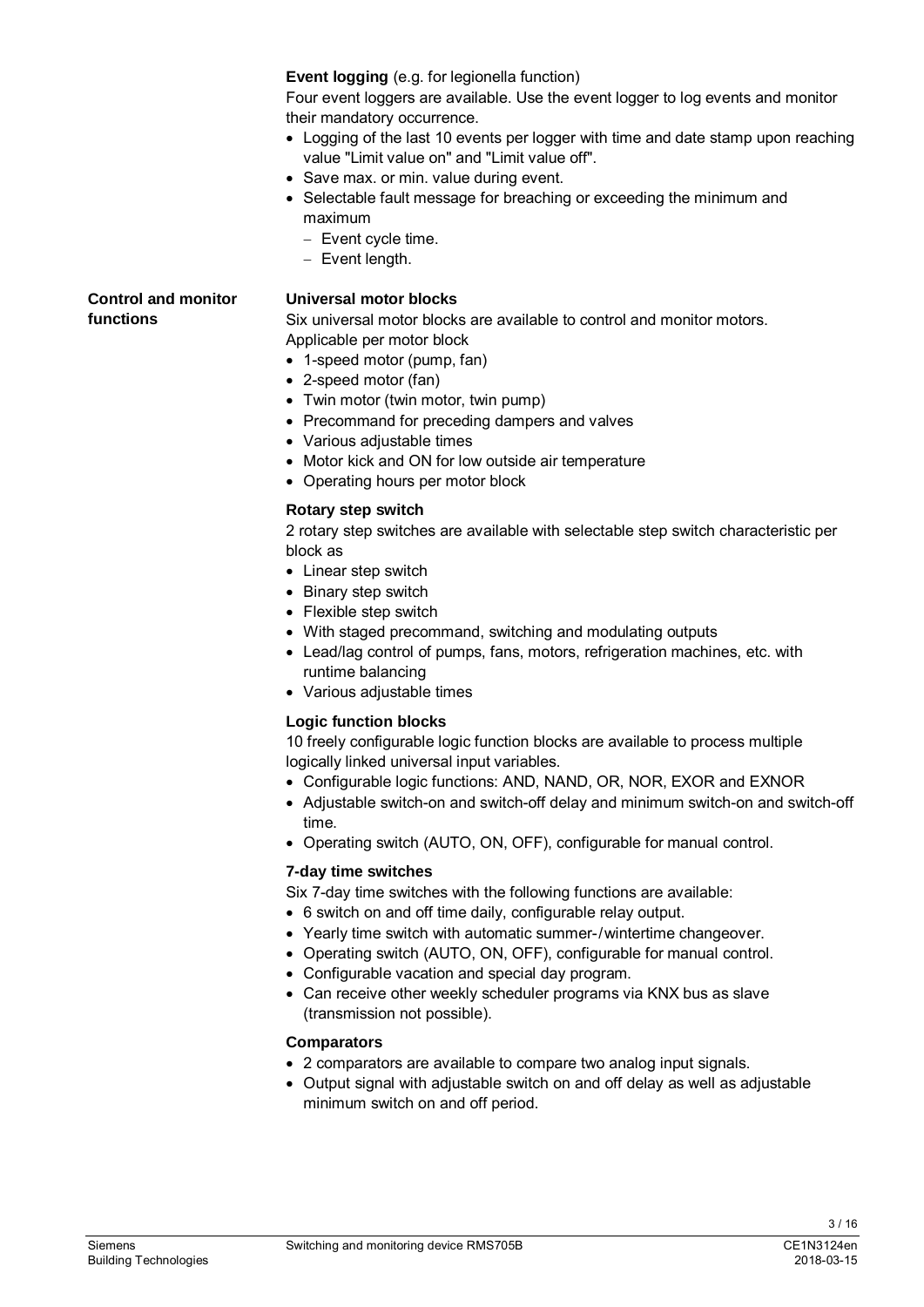**Event logging** (e.g. for legionella function)

Four event loggers are available. Use the event logger to log events and monitor their mandatory occurrence.

- Logging of the last 10 events per logger with time and date stamp upon reaching value "Limit value on" and "Limit value off".
- Save max. or min. value during event.
- Selectable fault message for breaching or exceeding the minimum and maximum
  - Event cycle time.
  - Event length.

## Control and monitor functions

**Universal motor blocks**

Six universal motor blocks are available to control and monitor motors.
Applicable per motor block

- 1-speed motor (pump, fan)
- 2-speed motor (fan)
- Twin motor (twin motor, twin pump)
- Precommand for preceding dampers and valves
- Various adjustable times
- Motor kick and ON for low outside air temperature
- Operating hours per motor block

**Rotary step switch**

2 rotary step switches are available with selectable step switch characteristic per block as

- Linear step switch
- Binary step switch
- Flexible step switch
- With staged precommand, switching and modulating outputs
- Lead/lag control of pumps, fans, motors, refrigeration machines, etc. with runtime balancing
- Various adjustable times

**Logic function blocks**

10 freely configurable logic function blocks are available to process multiple logically linked universal input variables.

- Configurable logic functions: AND, NAND, OR, NOR, EXOR and EXNOR
- Adjustable switch-on and switch-off delay and minimum switch-on and switch-off time.
- Operating switch (AUTO, ON, OFF), configurable for manual control.

**7-day time switches**

Six 7-day time switches with the following functions are available:

- 6 switch on and off time daily, configurable relay output.
- Yearly time switch with automatic summer-/wintertime changeover.
- Operating switch (AUTO, ON, OFF), configurable for manual control.
- Configurable vacation and special day program.
- Can receive other weekly scheduler programs via KNX bus as slave (transmission not possible).

**Comparators**

- 2 comparators are available to compare two analog input signals.
- Output signal with adjustable switch on and off delay as well as adjustable minimum switch on and off period.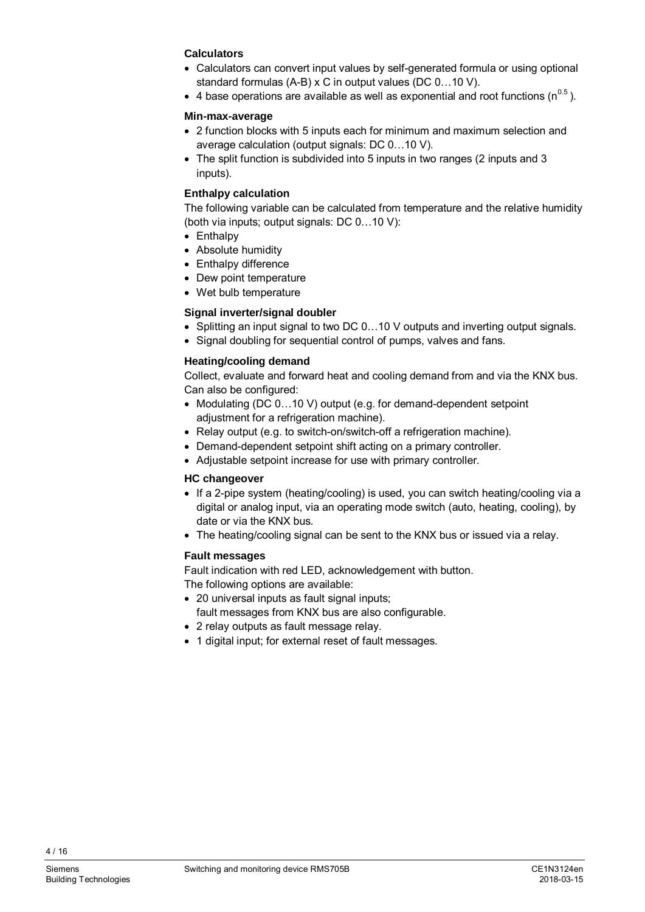**Calculators**

- Calculators can convert input values by self-generated formula or using optional standard formulas (A-B) x C in output values (DC 0…10 V).
- 4 base operations are available as well as exponential and root functions ($n^{0.5}$).

**Min-max-average**

- 2 function blocks with 5 inputs each for minimum and maximum selection and average calculation (output signals: DC 0…10 V).
- The split function is subdivided into 5 inputs in two ranges (2 inputs and 3 inputs).

**Enthalpy calculation**

The following variable can be calculated from temperature and the relative humidity (both via inputs; output signals: DC 0…10 V):

- Enthalpy
- Absolute humidity
- Enthalpy difference
- Dew point temperature
- Wet bulb temperature

**Signal inverter/signal doubler**

- Splitting an input signal to two DC 0…10 V outputs and inverting output signals.
- Signal doubling for sequential control of pumps, valves and fans.

**Heating/cooling demand**

Collect, evaluate and forward heat and cooling demand from and via the KNX bus. Can also be configured:

- Modulating (DC 0…10 V) output (e.g. for demand-dependent setpoint adjustment for a refrigeration machine).
- Relay output (e.g. to switch-on/switch-off a refrigeration machine).
- Demand-dependent setpoint shift acting on a primary controller.
- Adjustable setpoint increase for use with primary controller.

**HC changeover**

- If a 2-pipe system (heating/cooling) is used, you can switch heating/cooling via a digital or analog input, via an operating mode switch (auto, heating, cooling), by date or via the KNX bus.
- The heating/cooling signal can be sent to the KNX bus or issued via a relay.

**Fault messages**

Fault indication with red LED, acknowledgement with button.
The following options are available:

- 20 universal inputs as fault signal inputs;
  fault messages from KNX bus are also configurable.
- 2 relay outputs as fault message relay.
- 1 digital input; for external reset of fault messages.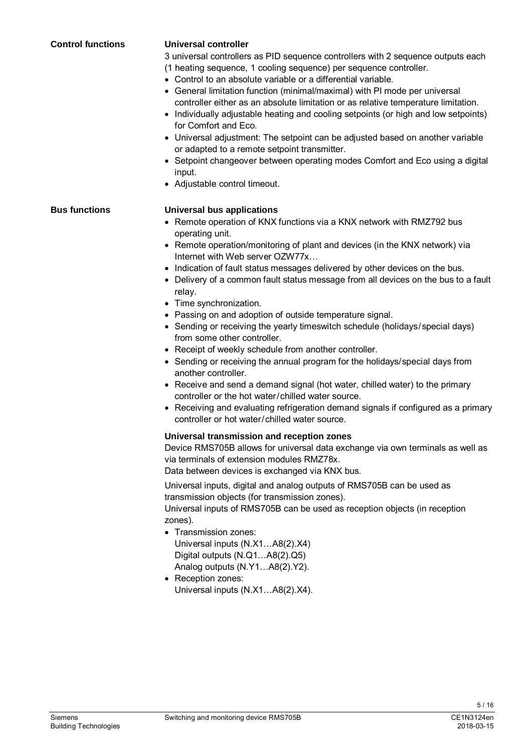## Control functions

### Universal controller

3 universal controllers as PID sequence controllers with 2 sequence outputs each (1 heating sequence, 1 cooling sequence) per sequence controller.

- Control to an absolute variable or a differential variable.
- General limitation function (minimal/maximal) with PI mode per universal controller either as an absolute limitation or as relative temperature limitation.
- Individually adjustable heating and cooling setpoints (or high and low setpoints) for Comfort and Eco.
- Universal adjustment: The setpoint can be adjusted based on another variable or adapted to a remote setpoint transmitter.
- Setpoint changeover between operating modes Comfort and Eco using a digital input.
- Adjustable control timeout.

## Bus functions

### Universal bus applications

- Remote operation of KNX functions via a KNX network with RMZ792 bus operating unit.
- Remote operation/monitoring of plant and devices (in the KNX network) via Internet with Web server OZW77x…
- Indication of fault status messages delivered by other devices on the bus.
- Delivery of a common fault status message from all devices on the bus to a fault relay.
- Time synchronization.
- Passing on and adoption of outside temperature signal.
- Sending or receiving the yearly timeswitch schedule (holidays/special days) from some other controller.
- Receipt of weekly schedule from another controller.
- Sending or receiving the annual program for the holidays/special days from another controller.
- Receive and send a demand signal (hot water, chilled water) to the primary controller or the hot water/chilled water source.
- Receiving and evaluating refrigeration demand signals if configured as a primary controller or hot water/chilled water source.

### Universal transmission and reception zones

Device RMS705B allows for universal data exchange via own terminals as well as via terminals of extension modules RMZ78x.
Data between devices is exchanged via KNX bus.

Universal inputs, digital and analog outputs of RMS705B can be used as transmission objects (for transmission zones).
Universal inputs of RMS705B can be used as reception objects (in reception zones).

- Transmission zones:
  Universal inputs (N.X1…A8(2).X4)
  Digital outputs (N.Q1…A8(2).Q5)
  Analog outputs (N.Y1…A8(2).Y2).
- Reception zones:
  Universal inputs (N.X1…A8(2).X4).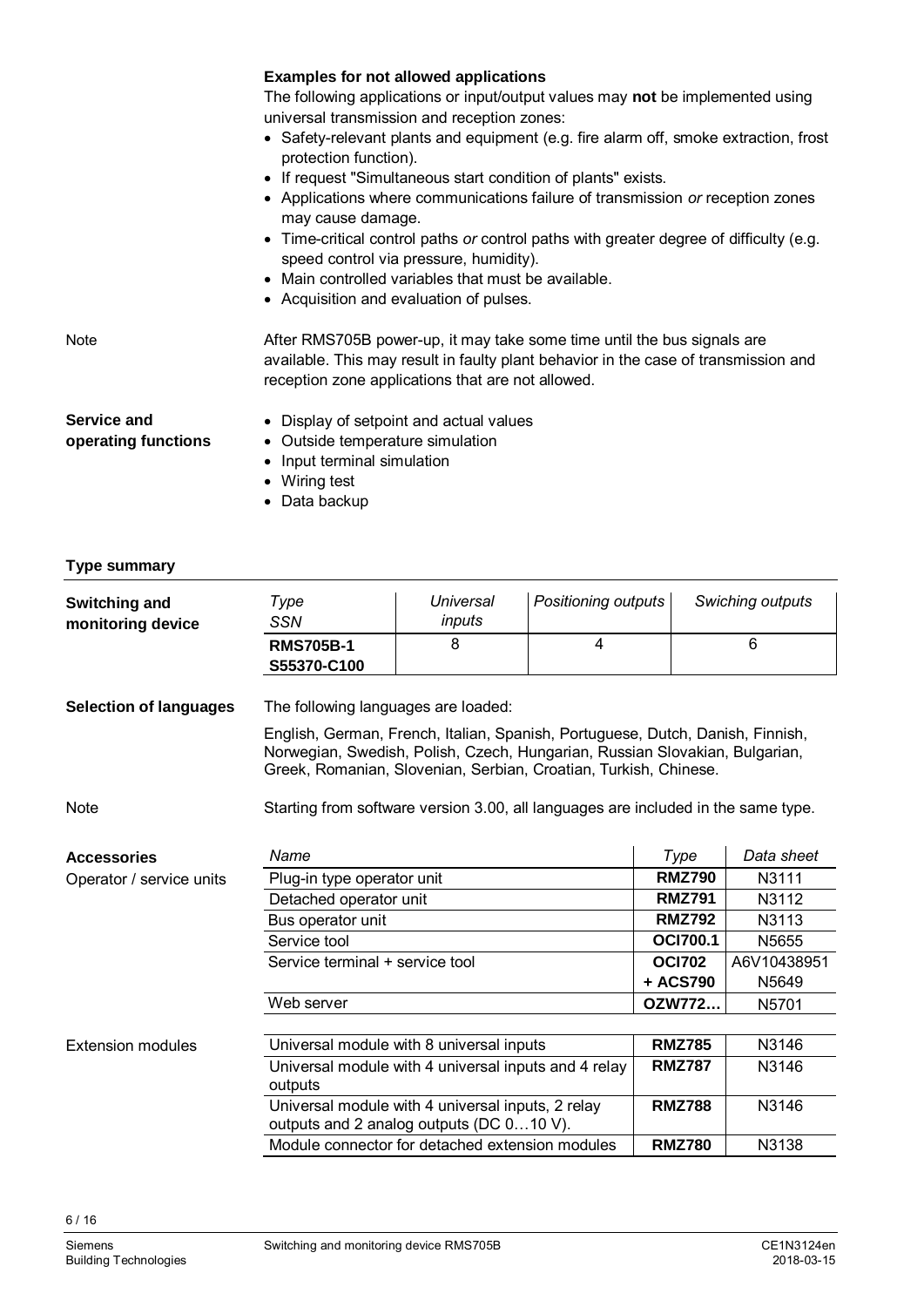**Examples for not allowed applications**

The following applications or input/output values may **not** be implemented using universal transmission and reception zones:

- Safety-relevant plants and equipment (e.g. fire alarm off, smoke extraction, frost protection function).
- If request "Simultaneous start condition of plants" exists.
- Applications where communications failure of transmission *or* reception zones may cause damage.
- Time-critical control paths *or* control paths with greater degree of difficulty (e.g. speed control via pressure, humidity).
- Main controlled variables that must be available.
- Acquisition and evaluation of pulses.

Note

After RMS705B power-up, it may take some time until the bus signals are available. This may result in faulty plant behavior in the case of transmission and reception zone applications that are not allowed.

**Service and operating functions**

- Display of setpoint and actual values
- Outside temperature simulation
- Input terminal simulation
- Wiring test
- Data backup

## Type summary

**Switching and monitoring device**

| *Type* *SSN* | *Universal inputs* | *Positioning outputs* | *Swiching outputs* |
|---|---|---|---|
| **RMS705B-1** **S55370-C100** | 8 | 4 | 6 |

**Selection of languages**

The following languages are loaded:

English, German, French, Italian, Spanish, Portuguese, Dutch, Danish, Finnish, Norwegian, Swedish, Polish, Czech, Hungarian, Russian Slovakian, Bulgarian, Greek, Romanian, Slovenian, Serbian, Croatian, Turkish, Chinese.

Note

Starting from software version 3.00, all languages are included in the same type.

**Accessories**

Operator / service units

| *Name* | *Type* | *Data sheet* |
|---|---|---|
| Plug-in type operator unit | **RMZ790** | N3111 |
| Detached operator unit | **RMZ791** | N3112 |
| Bus operator unit | **RMZ792** | N3113 |
| Service tool | **OCI700.1** | N5655 |
| Service terminal + service tool | **OCI702** **+ ACS790** | A6V10438951 N5649 |
| Web server | **OZW772…** | N5701 |

Extension modules

| Name | Type | Data sheet |
|---|---|---|
| Universal module with 8 universal inputs | **RMZ785** | N3146 |
| Universal module with 4 universal inputs and 4 relay outputs | **RMZ787** | N3146 |
| Universal module with 4 universal inputs, 2 relay outputs and 2 analog outputs (DC 0…10 V). | **RMZ788** | N3146 |
| Module connector for detached extension modules | **RMZ780** | N3138 |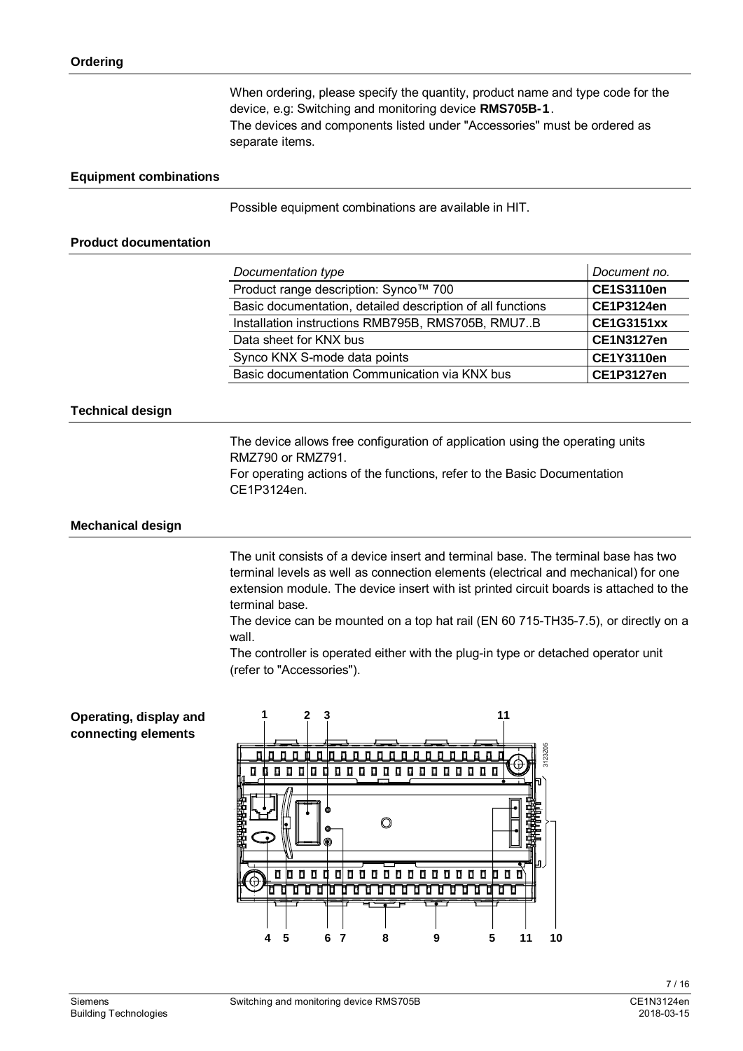## Ordering

When ordering, please specify the quantity, product name and type code for the device, e.g: Switching and monitoring device **RMS705B-1**.
The devices and components listed under "Accessories" must be ordered as separate items.

## Equipment combinations

Possible equipment combinations are available in HIT.

## Product documentation

| *Documentation type* | *Document no.* |
|---|---|
| Product range description: Synco™ 700 | **CE1S3110en** |
| Basic documentation, detailed description of all functions | **CE1P3124en** |
| Installation instructions RMB795B, RMS705B, RMU7..B | **CE1G3151xx** |
| Data sheet for KNX bus | **CE1N3127en** |
| Synco KNX S-mode data points | **CE1Y3110en** |
| Basic documentation Communication via KNX bus | **CE1P3127en** |

## Technical design

The device allows free configuration of application using the operating units RMZ790 or RMZ791.
For operating actions of the functions, refer to the Basic Documentation CE1P3124en.

## Mechanical design

The unit consists of a device insert and terminal base. The terminal base has two terminal levels as well as connection elements (electrical and mechanical) for one extension module. The device insert with ist printed circuit boards is attached to the terminal base.
The device can be mounted on a top hat rail (EN 60 715-TH35-7.5), or directly on a wall.
The controller is operated either with the plug-in type or detached operator unit (refer to "Accessories").

## Operating, display and connecting elements

1 2 3 11

3123Z05

4 5 6 7 8 9 5 11 10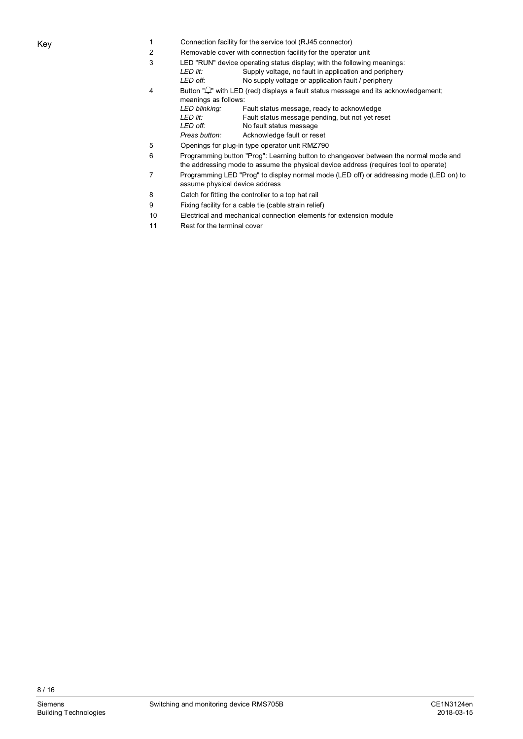Key

1. Connection facility for the service tool (RJ45 connector)
2. Removable cover with connection facility for the operator unit
3. LED "RUN" device operating status display; with the following meanings:

   | | |
   |---|---|
   | *LED lit:* | Supply voltage, no fault in application and periphery |
   | *LED off:* | No supply voltage or application fault / periphery |

4. Button "🔔" with LED (red) displays a fault status message and its acknowledgement; meanings as follows:

   | | |
   |---|---|
   | *LED blinking:* | Fault status message, ready to acknowledge |
   | *LED lit:* | Fault status message pending, but not yet reset |
   | *LED off:* | No fault status message |
   | *Press button:* | Acknowledge fault or reset |

5. Openings for plug-in type operator unit RMZ790
6. Programming button "Prog": Learning button to changeover between the normal mode and the addressing mode to assume the physical device address (requires tool to operate)
7. Programming LED "Prog" to display normal mode (LED off) or addressing mode (LED on) to assume physical device address
8. Catch for fitting the controller to a top hat rail
9. Fixing facility for a cable tie (cable strain relief)
10. Electrical and mechanical connection elements for extension module
11. Rest for the terminal cover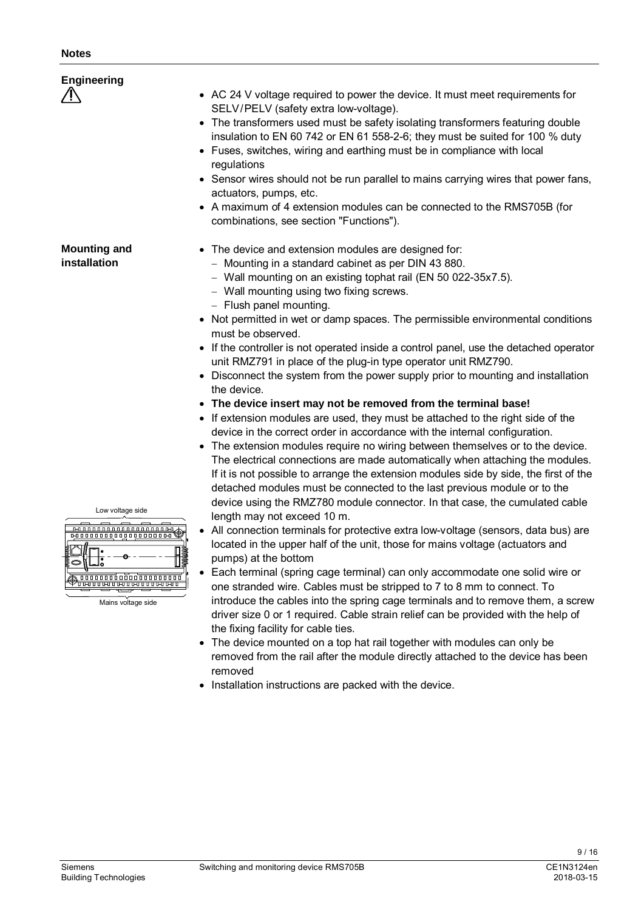## Notes

### Engineering

⚠

- AC 24 V voltage required to power the device. It must meet requirements for SELV/PELV (safety extra low-voltage).
- The transformers used must be safety isolating transformers featuring double insulation to EN 60 742 or EN 61 558-2-6; they must be suited for 100 % duty
- Fuses, switches, wiring and earthing must be in compliance with local regulations
- Sensor wires should not be run parallel to mains carrying wires that power fans, actuators, pumps, etc.
- A maximum of 4 extension modules can be connected to the RMS705B (for combinations, see section "Functions").

### Mounting and installation

- The device and extension modules are designed for:
  - Mounting in a standard cabinet as per DIN 43 880.
  - Wall mounting on an existing tophat rail (EN 50 022-35x7.5).
  - Wall mounting using two fixing screws.
  - Flush panel mounting.
- Not permitted in wet or damp spaces. The permissible environmental conditions must be observed.
- If the controller is not operated inside a control panel, use the detached operator unit RMZ791 in place of the plug-in type operator unit RMZ790.
- Disconnect the system from the power supply prior to mounting and installation the device.
- **The device insert may not be removed from the terminal base!**
- If extension modules are used, they must be attached to the right side of the device in the correct order in accordance with the internal configuration.
- The extension modules require no wiring between themselves or to the device. The electrical connections are made automatically when attaching the modules. If it is not possible to arrange the extension modules side by side, the first of the detached modules must be connected to the last previous module or to the device using the RMZ780 module connector. In that case, the cumulated cable length may not exceed 10 m.
- All connection terminals for protective extra low-voltage (sensors, data bus) are located in the upper half of the unit, those for mains voltage (actuators and pumps) at the bottom
- Each terminal (spring cage terminal) can only accommodate one solid wire or one stranded wire. Cables must be stripped to 7 to 8 mm to connect. To introduce the cables into the spring cage terminals and to remove them, a screw driver size 0 or 1 required. Cable strain relief can be provided with the help of the fixing facility for cable ties.
- The device mounted on a top hat rail together with modules can only be removed from the rail after the module directly attached to the device has been removed
- Installation instructions are packed with the device.

Low voltage side

Mains voltage side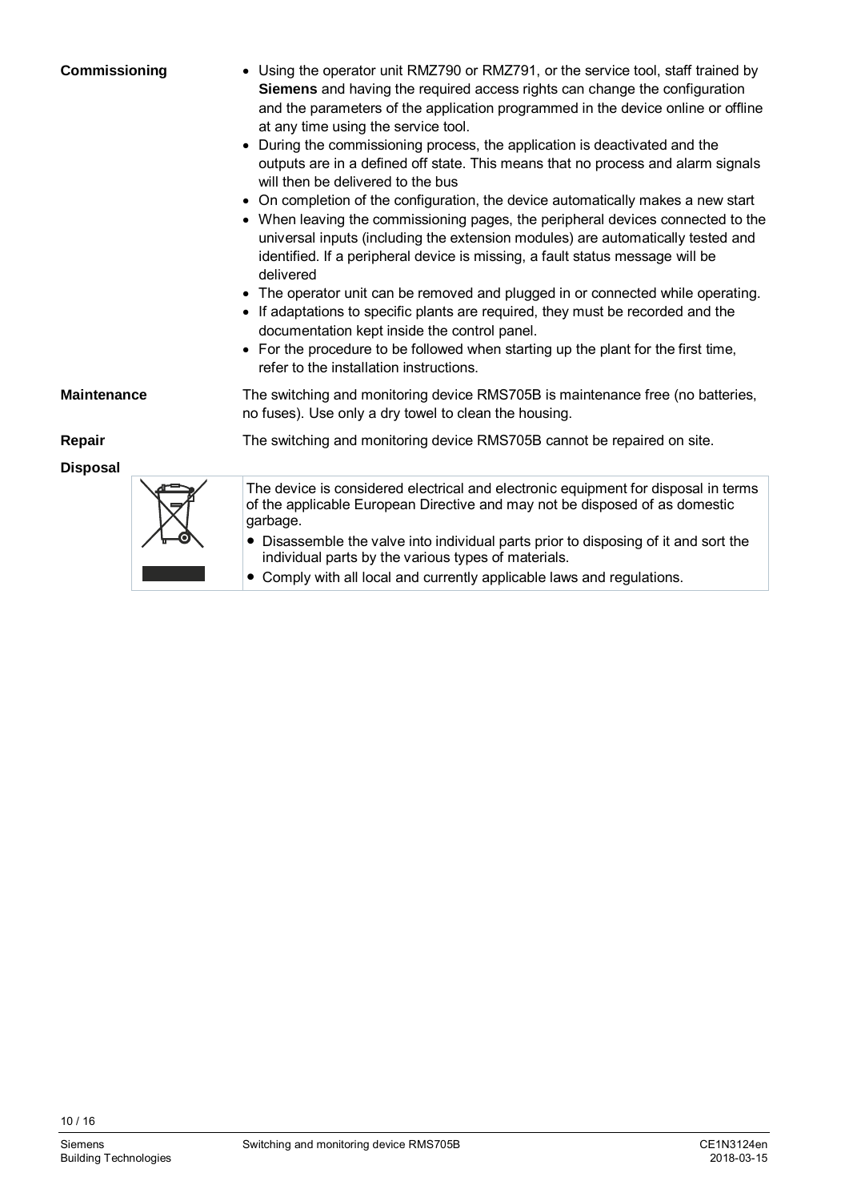## Commissioning

- Using the operator unit RMZ790 or RMZ791, or the service tool, staff trained by **Siemens** and having the required access rights can change the configuration and the parameters of the application programmed in the device online or offline at any time using the service tool.
- During the commissioning process, the application is deactivated and the outputs are in a defined off state. This means that no process and alarm signals will then be delivered to the bus
- On completion of the configuration, the device automatically makes a new start
- When leaving the commissioning pages, the peripheral devices connected to the universal inputs (including the extension modules) are automatically tested and identified. If a peripheral device is missing, a fault status message will be delivered
- The operator unit can be removed and plugged in or connected while operating.
- If adaptations to specific plants are required, they must be recorded and the documentation kept inside the control panel.
- For the procedure to be followed when starting up the plant for the first time, refer to the installation instructions.

## Maintenance

The switching and monitoring device RMS705B is maintenance free (no batteries, no fuses). Use only a dry towel to clean the housing.

## Repair

The switching and monitoring device RMS705B cannot be repaired on site.

## Disposal

The device is considered electrical and electronic equipment for disposal in terms of the applicable European Directive and may not be disposed of as domestic garbage.

- Disassemble the valve into individual parts prior to disposing of it and sort the individual parts by the various types of materials.
- Comply with all local and currently applicable laws and regulations.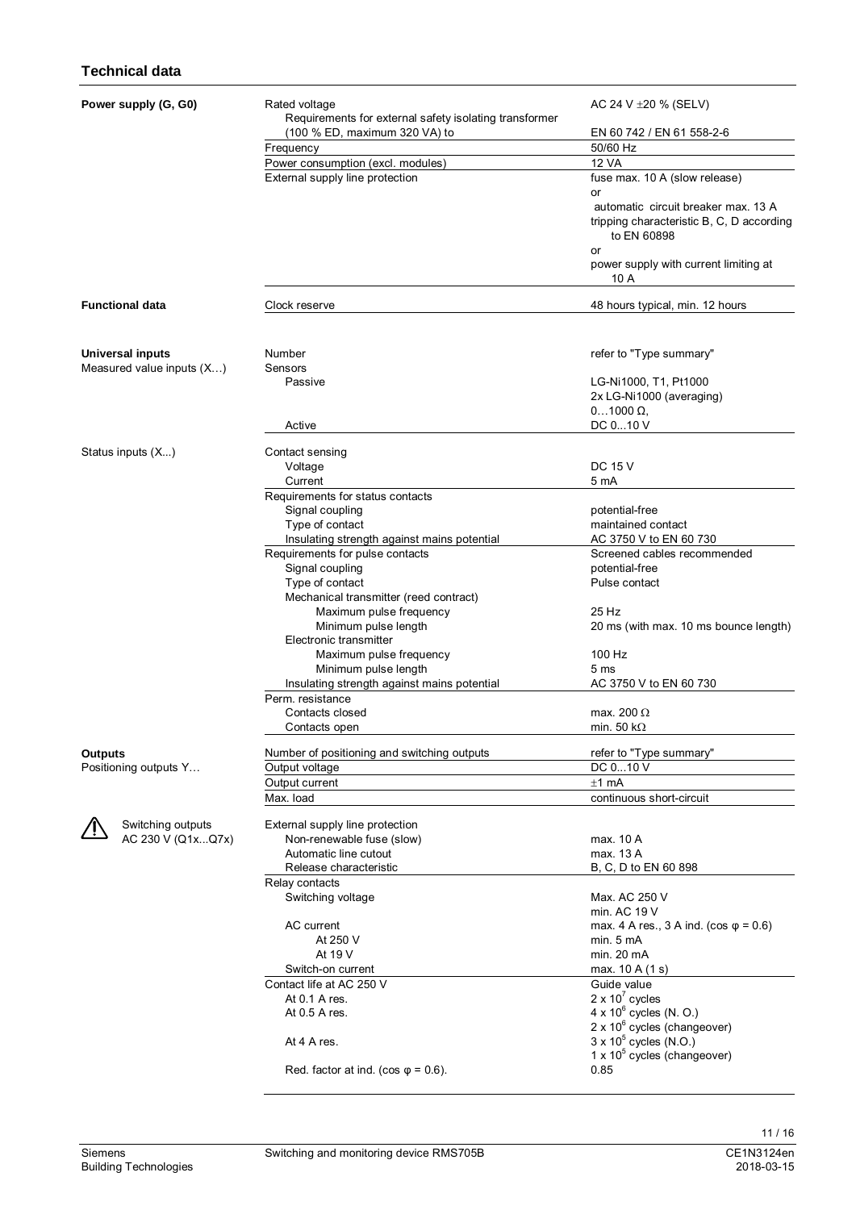## Technical data

| | | |
|---|---|---|
| **Power supply (G, G0)** | Rated voltage | AC 24 V ±20 % (SELV) |
| | Requirements for external safety isolating transformer (100 % ED, maximum 320 VA) to | EN 60 742 / EN 61 558-2-6 |
| | Frequency | 50/60 Hz |
| | Power consumption (excl. modules) | 12 VA |
| | External supply line protection | fuse max. 10 A (slow release) or automatic circuit breaker max. 13 A tripping characteristic B, C, D according to EN 60898 or power supply with current limiting at 10 A |
| **Functional data** | Clock reserve | 48 hours typical, min. 12 hours |
| **Universal inputs** Measured value inputs (X…) | Number | refer to "Type summary" |
| | Sensors | |
| | Passive | LG-Ni1000, T1, Pt1000 2x LG-Ni1000 (averaging) 0…1000 Ω, |
| | Active | DC 0...10 V |
| Status inputs (X...) | Contact sensing | |
| | Voltage | DC 15 V |
| | Current | 5 mA |
| | Requirements for status contacts | |
| | Signal coupling | potential-free |
| | Type of contact | maintained contact |
| | Insulating strength against mains potential | AC 3750 V to EN 60 730 |
| | Requirements for pulse contacts | Screened cables recommended |
| | Signal coupling | potential-free |
| | Type of contact | Pulse contact |
| | Mechanical transmitter (reed contract) | |
| | Maximum pulse frequency | 25 Hz |
| | Minimum pulse length | 20 ms (with max. 10 ms bounce length) |
| | Electronic transmitter | |
| | Maximum pulse frequency | 100 Hz |
| | Minimum pulse length | 5 ms |
| | Insulating strength against mains potential | AC 3750 V to EN 60 730 |
| | Perm. resistance | |
| | Contacts closed | max. 200 Ω |
| | Contacts open | min. 50 kΩ |
| **Outputs** Positioning outputs Y… | Number of positioning and switching outputs | refer to "Type summary" |
| | Output voltage | DC 0...10 V |
| | Output current | ±1 mA |
| | Max. load | continuous short-circuit |
| ⚠ Switching outputs AC 230 V (Q1x...Q7x) | External supply line protection | |
| | Non-renewable fuse (slow) | max. 10 A |
| | Automatic line cutout | max. 13 A |
| | Release characteristic | B, C, D to EN 60 898 |
| | Relay contacts | |
| | Switching voltage | Max. AC 250 V min. AC 19 V |
| | AC current | max. 4 A res., 3 A ind. (cos φ = 0.6) |
| | At 250 V | min. 5 mA |
| | At 19 V | min. 20 mA |
| | Switch-on current | max. 10 A (1 s) |
| | Contact life at AC 250 V | Guide value |
| | At 0.1 A res. | $2 \times 10^7$ cycles |
| | At 0.5 A res. | $4 \times 10^6$ cycles (N. O.) $2 \times 10^6$ cycles (changeover) |
| | At 4 A res. | $3 \times 10^5$ cycles (N.O.) $1 \times 10^5$ cycles (changeover) |
| | Red. factor at ind. (cos φ = 0.6). | 0.85 |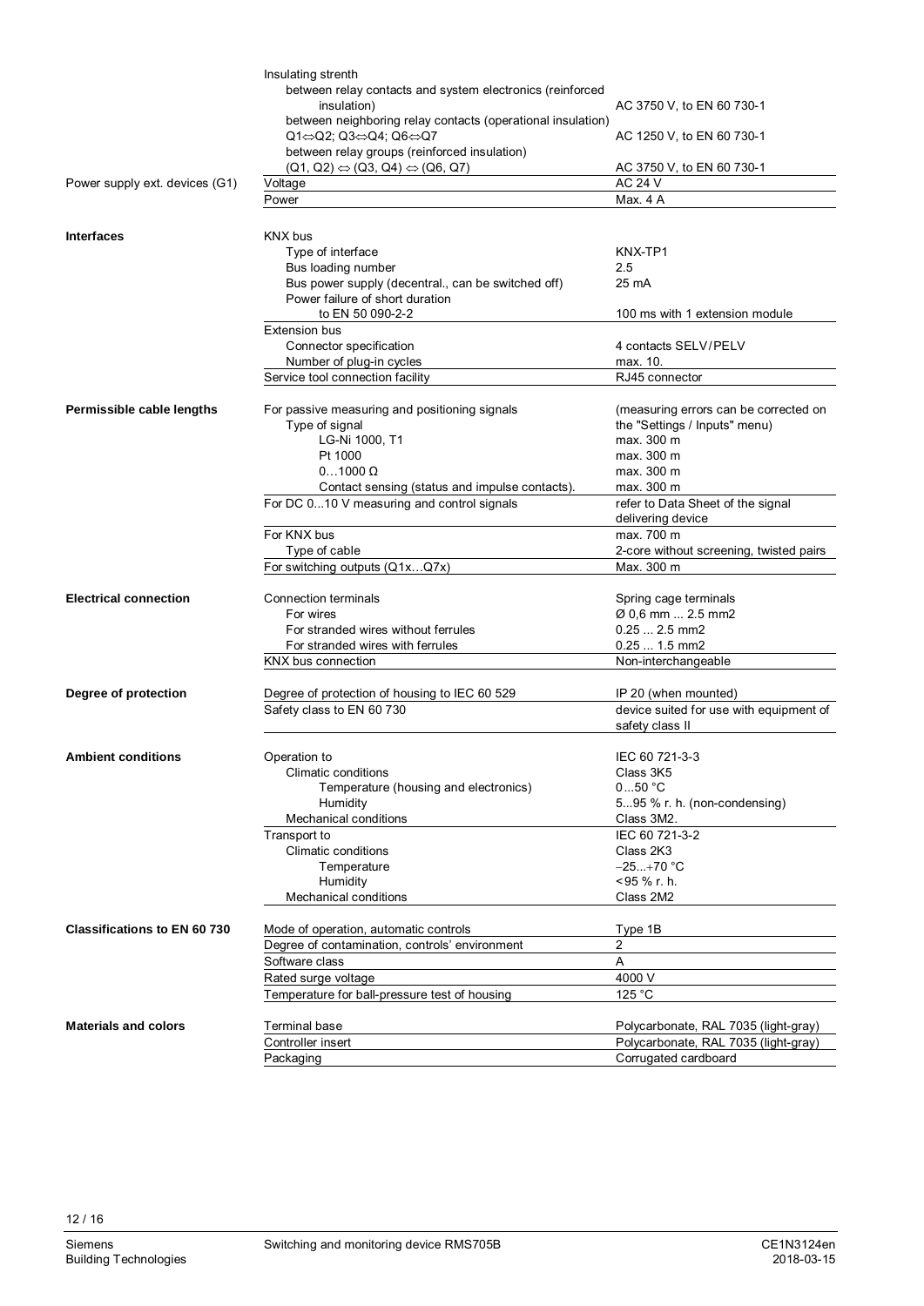| | | |
|---|---|---|
| | Insulating strenth | |
| | between relay contacts and system electronics (reinforced insulation) | AC 3750 V, to EN 60 730-1 |
| | between neighboring relay contacts (operational insulation) Q1⇔Q2; Q3⇔Q4; Q6⇔Q7 | AC 1250 V, to EN 60 730-1 |
| | between relay groups (reinforced insulation) (Q1, Q2) ⇔ (Q3, Q4) ⇔ (Q6, Q7) | AC 3750 V, to EN 60 730-1 |
| Power supply ext. devices (G1) | Voltage | AC 24 V |
| | Power | Max. 4 A |
| **Interfaces** | KNX bus | |
| | Type of interface | KNX-TP1 |
| | Bus loading number | 2.5 |
| | Bus power supply (decentral., can be switched off) | 25 mA |
| | Power failure of short duration to EN 50 090-2-2 | 100 ms with 1 extension module |
| | Extension bus | |
| | Connector specification | 4 contacts SELV/PELV |
| | Number of plug-in cycles | max. 10. |
| | Service tool connection facility | RJ45 connector |
| **Permissible cable lengths** | For passive measuring and positioning signals | (measuring errors can be corrected on the "Settings / Inputs" menu) |
| | Type of signal | |
| | LG-Ni 1000, T1 | max. 300 m |
| | Pt 1000 | max. 300 m |
| | 0…1000 Ω | max. 300 m |
| | Contact sensing (status and impulse contacts). | max. 300 m |
| | For DC 0...10 V measuring and control signals | refer to Data Sheet of the signal delivering device |
| | For KNX bus | max. 700 m |
| | Type of cable | 2-core without screening, twisted pairs |
| | For switching outputs (Q1x…Q7x) | Max. 300 m |
| **Electrical connection** | Connection terminals | Spring cage terminals |
| | For wires | Ø 0,6 mm ... 2.5 mm2 |
| | For stranded wires without ferrules | 0.25 ... 2.5 mm2 |
| | For stranded wires with ferrules | 0.25 ... 1.5 mm2 |
| | KNX bus connection | Non-interchangeable |
| **Degree of protection** | Degree of protection of housing to IEC 60 529 | IP 20 (when mounted) |
| | Safety class to EN 60 730 | device suited for use with equipment of safety class II |
| **Ambient conditions** | Operation to | IEC 60 721-3-3 |
| | Climatic conditions | Class 3K5 |
| | Temperature (housing and electronics) | 0...50 °C |
| | Humidity | 5...95 % r. h. (non-condensing) |
| | Mechanical conditions | Class 3M2. |
| | Transport to | IEC 60 721-3-2 |
| | Climatic conditions | Class 2K3 |
| | Temperature | −25...+70 °C |
| | Humidity | <95 % r. h. |
| | Mechanical conditions | Class 2M2 |
| **Classifications to EN 60 730** | Mode of operation, automatic controls | Type 1B |
| | Degree of contamination, controls' environment | 2 |
| | Software class | A |
| | Rated surge voltage | 4000 V |
| | Temperature for ball-pressure test of housing | 125 °C |
| **Materials and colors** | Terminal base | Polycarbonate, RAL 7035 (light-gray) |
| | Controller insert | Polycarbonate, RAL 7035 (light-gray) |
| | Packaging | Corrugated cardboard |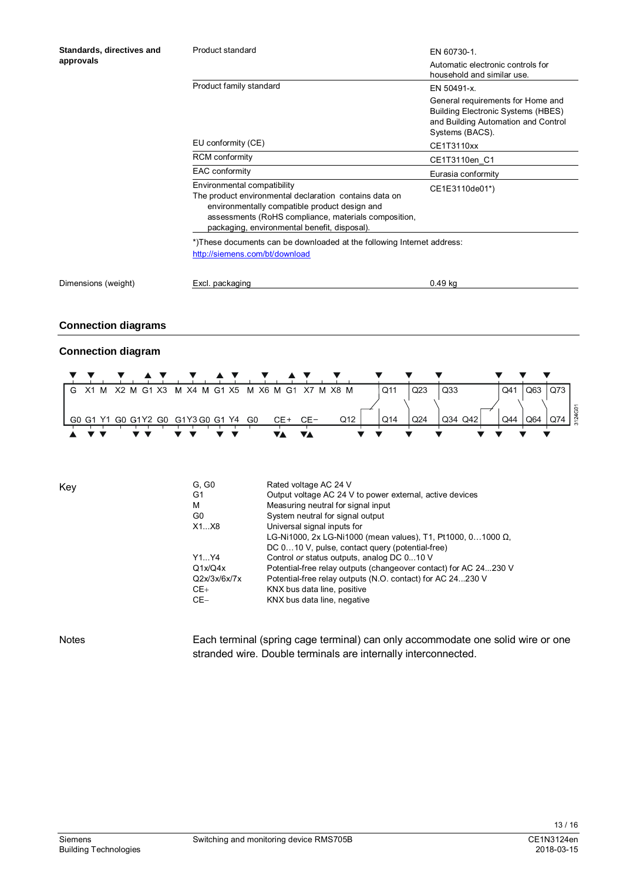| Standards, directives and approvals | | |
|---|---|---|
| | Product standard | EN 60730-1. Automatic electronic controls for household and similar use. |
| | Product family standard | EN 50491-x. General requirements for Home and Building Electronic Systems (HBES) and Building Automation and Control Systems (BACS). |
| | EU conformity (CE) | CE1T3110xx |
| | RCM conformity | CE1T3110en_C1 |
| | EAC conformity | Eurasia conformity |
| | Environmental compatibility<br>The product environmental declaration contains data on environmentally compatible product design and assessments (RoHS compliance, materials composition, packaging, environmental benefit, disposal). | CE1E3110de01*) |

*)These documents can be downloaded at the following Internet address:
http://siemens.com/bt/download

| Dimensions (weight) | Excl. packaging | 0.49 kg |
|---|---|---|

## Connection diagrams

### Connection diagram

Top terminals: G X1 M X2 M G1 X3 M X4 M G1 X5 M X6 M G1 X7 M X8 M | Q11 | Q23 | Q33 | Q41 | Q63 | Q73

Bottom terminals: G0 G1 Y1 G0 G1Y2 G0 G1Y3 G0 G1 Y4 G0 CE+ CE− Q12 | Q14 | Q24 | Q34 Q42 | Q44 | Q64 | Q74

3124G01

| Key | |
|---|---|
| G, G0 | Rated voltage AC 24 V |
| G1 | Output voltage AC 24 V to power external, active devices |
| M | Measuring neutral for signal input |
| G0 | System neutral for signal output |
| X1...X8 | Universal signal inputs for LG-Ni1000, 2x LG-Ni1000 (mean values), T1, Pt1000, 0…1000 Ω, DC 0…10 V, pulse, contact query (potential-free) |
| Y1...Y4 | Control *or* status outputs, analog DC 0...10 V |
| Q1x/Q4x | Potential-free relay outputs (changeover contact) for AC 24...230 V |
| Q2x/3x/6x/7x | Potential-free relay outputs (N.O. contact) for AC 24...230 V |
| CE+ | KNX bus data line, positive |
| CE− | KNX bus data line, negative |

**Notes**

Each terminal (spring cage terminal) can only accommodate one solid wire or one stranded wire. Double terminals are internally interconnected.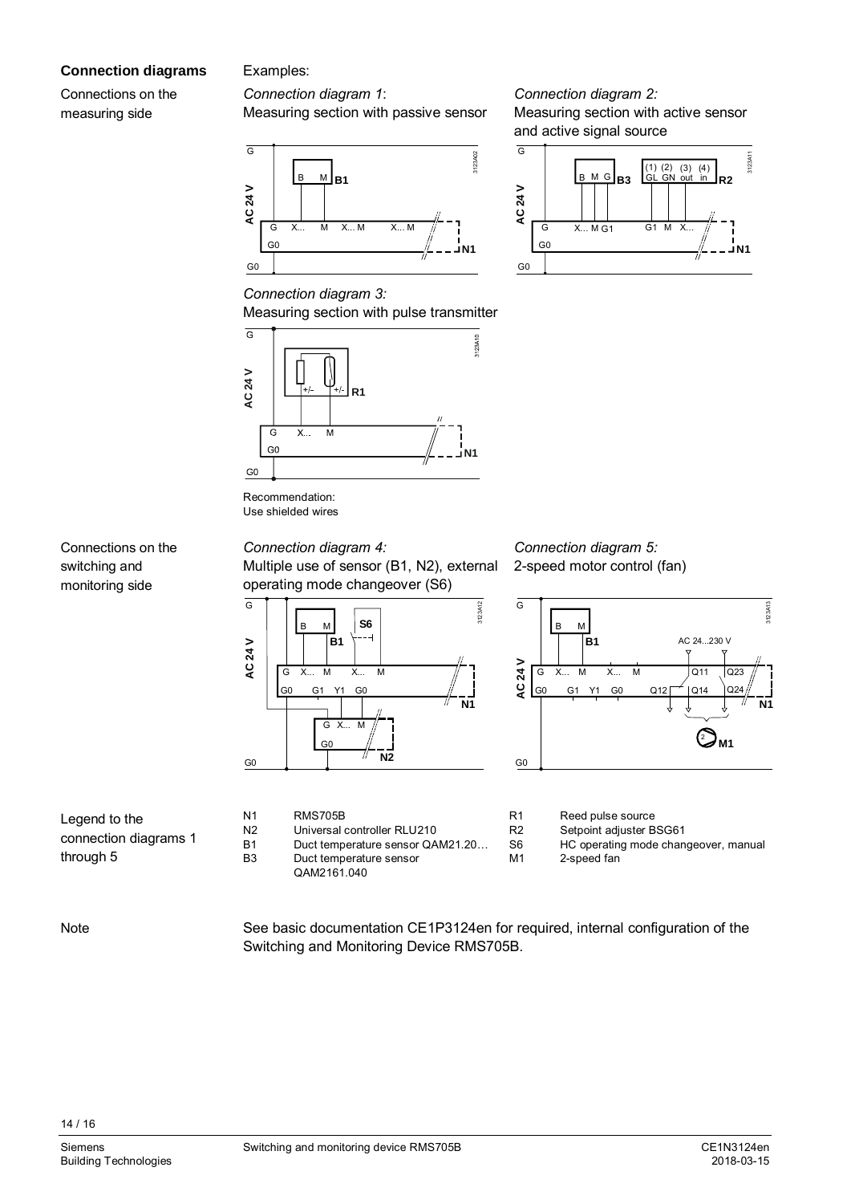## Connection diagrams

Examples:

### Connections on the measuring side

*Connection diagram 1*:
Measuring section with passive sensor

*Connection diagram 2:*
Measuring section with active sensor and active signal source

*Connection diagram 3:*
Measuring section with pulse transmitter

Recommendation:
Use shielded wires

### Connections on the switching and monitoring side

*Connection diagram 4:*
Multiple use of sensor (B1, N2), external operating mode changeover (S6)

*Connection diagram 5:*
2-speed motor control (fan)

### Legend to the connection diagrams 1 through 5

| | |
|---|---|
| N1 | RMS705B |
| N2 | Universal controller RLU210 |
| B1 | Duct temperature sensor QAM21.20… |
| B3 | Duct temperature sensor QAM2161.040 |
| R1 | Reed pulse source |
| R2 | Setpoint adjuster BSG61 |
| S6 | HC operating mode changeover, manual |
| M1 | 2-speed fan |

### Note

See basic documentation CE1P3124en for required, internal configuration of the Switching and Monitoring Device RMS705B.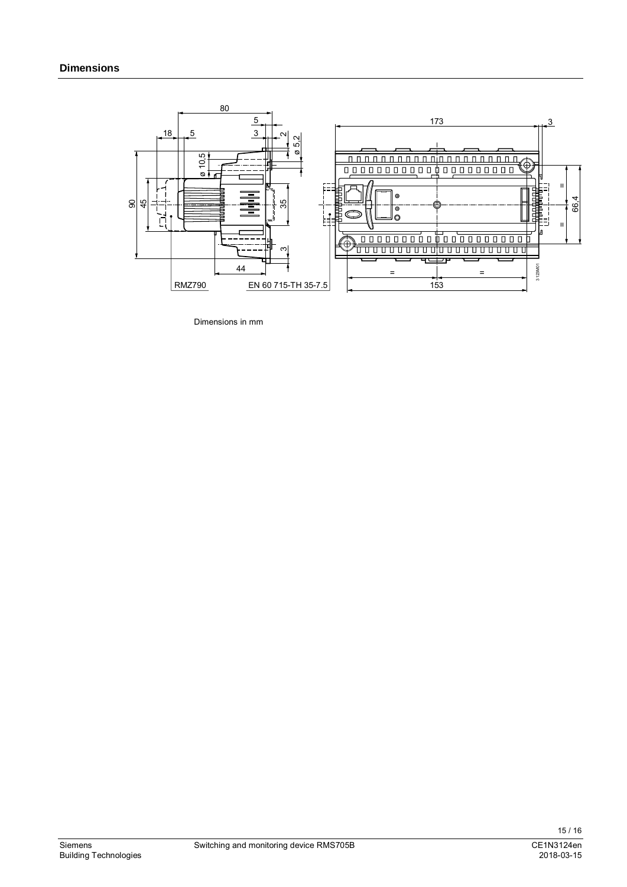## Dimensions

Dimensions in mm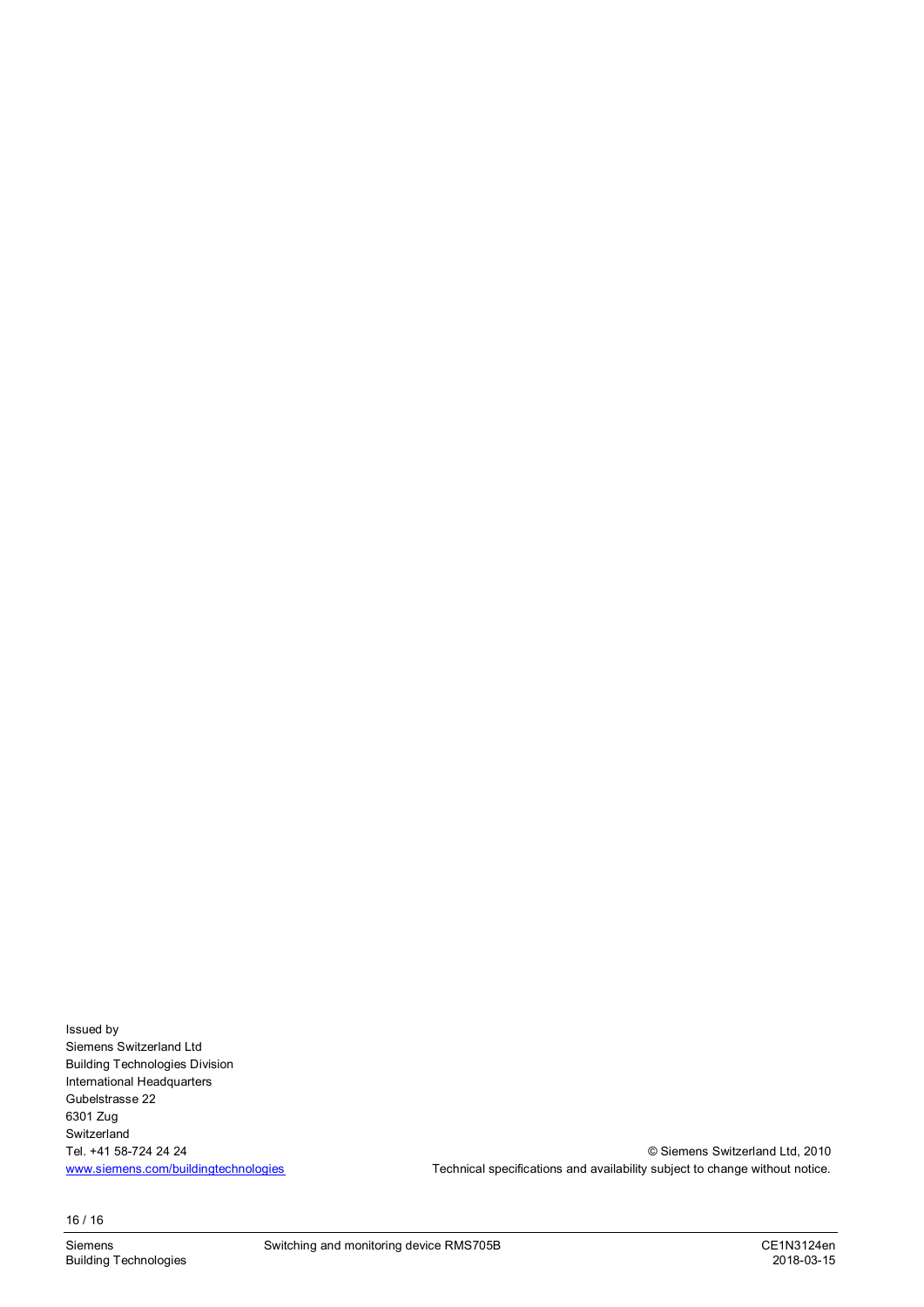Issued by
Siemens Switzerland Ltd
Building Technologies Division
International Headquarters
Gubelstrasse 22
6301 Zug
Switzerland
Tel. +41 58-724 24 24
[www.siemens.com/buildingtechnologies](http://www.siemens.com/buildingtechnologies)

© Siemens Switzerland Ltd, 2010
Technical specifications and availability subject to change without notice.